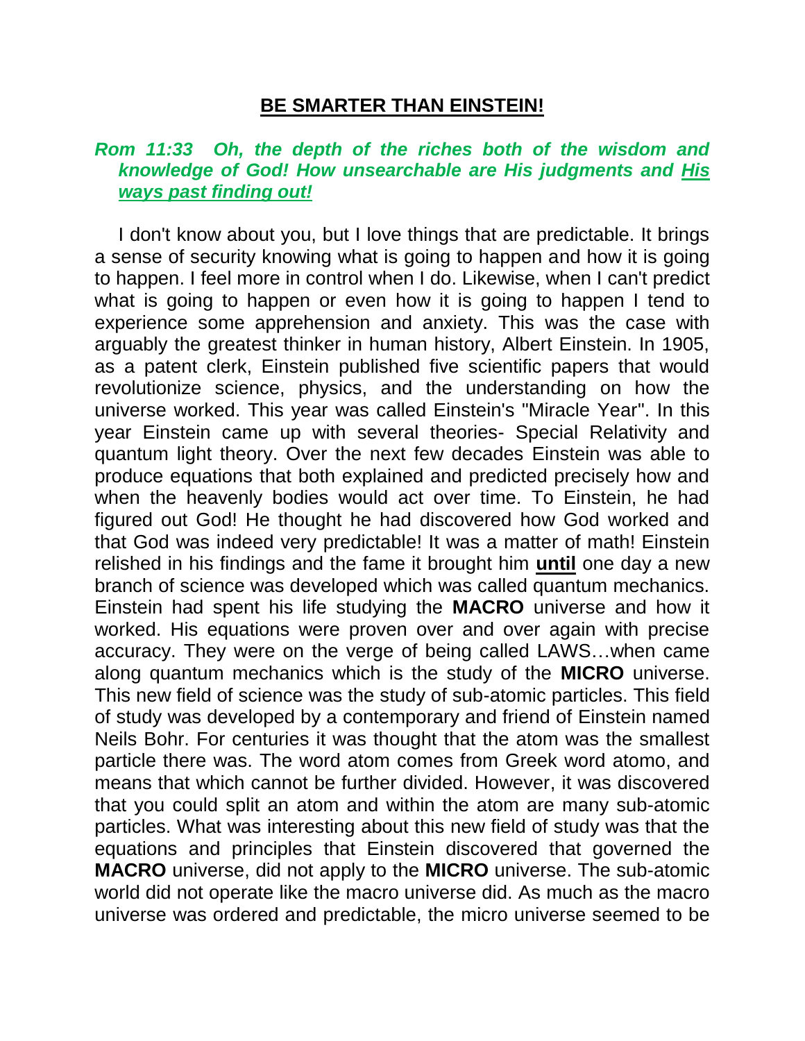# **BE SMARTER THAN EINSTEIN!**

***Rom 11:33 Oh, the depth of the riches both of the wisdom and knowledge of God! How unsearchable are His judgments and <u>His ways past finding out!</u>***

I don't know about you, but I love things that are predictable. It brings a sense of security knowing what is going to happen and how it is going to happen. I feel more in control when I do. Likewise, when I can't predict what is going to happen or even how it is going to happen I tend to experience some apprehension and anxiety. This was the case with arguably the greatest thinker in human history, Albert Einstein. In 1905, as a patent clerk, Einstein published five scientific papers that would revolutionize science, physics, and the understanding on how the universe worked. This year was called Einstein's "Miracle Year". In this year Einstein came up with several theories- Special Relativity and quantum light theory. Over the next few decades Einstein was able to produce equations that both explained and predicted precisely how and when the heavenly bodies would act over time. To Einstein, he had figured out God! He thought he had discovered how God worked and that God was indeed very predictable! It was a matter of math! Einstein relished in his findings and the fame it brought him **<u>until</u>** one day a new branch of science was developed which was called quantum mechanics. Einstein had spent his life studying the **MACRO** universe and how it worked. His equations were proven over and over again with precise accuracy. They were on the verge of being called LAWS…when came along quantum mechanics which is the study of the **MICRO** universe. This new field of science was the study of sub-atomic particles. This field of study was developed by a contemporary and friend of Einstein named Neils Bohr. For centuries it was thought that the atom was the smallest particle there was. The word atom comes from Greek word atomo, and means that which cannot be further divided. However, it was discovered that you could split an atom and within the atom are many sub-atomic particles. What was interesting about this new field of study was that the equations and principles that Einstein discovered that governed the **MACRO** universe, did not apply to the **MICRO** universe. The sub-atomic world did not operate like the macro universe did. As much as the macro universe was ordered and predictable, the micro universe seemed to be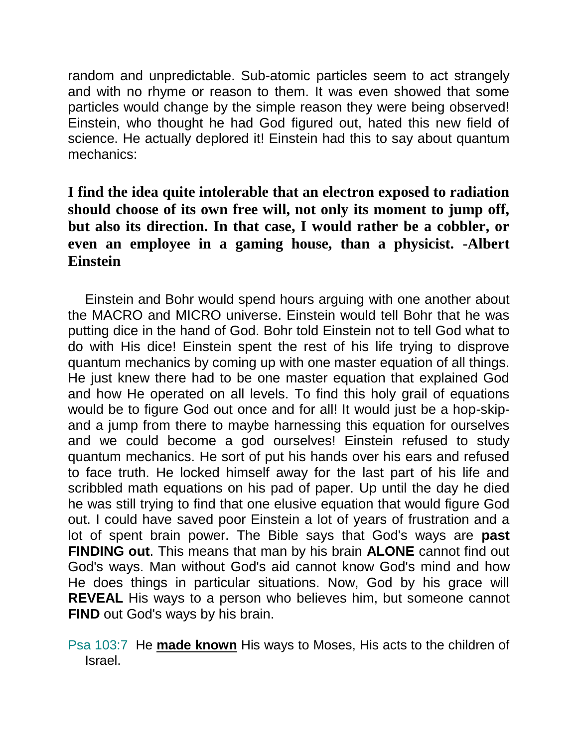random and unpredictable. Sub-atomic particles seem to act strangely and with no rhyme or reason to them. It was even showed that some particles would change by the simple reason they were being observed! Einstein, who thought he had God figured out, hated this new field of science. He actually deplored it! Einstein had this to say about quantum mechanics:

**I find the idea quite intolerable that an electron exposed to radiation should choose of its own free will, not only its moment to jump off, but also its direction. In that case, I would rather be a cobbler, or even an employee in a gaming house, than a physicist. -Albert Einstein**

Einstein and Bohr would spend hours arguing with one another about the MACRO and MICRO universe. Einstein would tell Bohr that he was putting dice in the hand of God. Bohr told Einstein not to tell God what to do with His dice! Einstein spent the rest of his life trying to disprove quantum mechanics by coming up with one master equation of all things. He just knew there had to be one master equation that explained God and how He operated on all levels. To find this holy grail of equations would be to figure God out once and for all! It would just be a hop-skip-and a jump from there to maybe harnessing this equation for ourselves and we could become a god ourselves! Einstein refused to study quantum mechanics. He sort of put his hands over his ears and refused to face truth. He locked himself away for the last part of his life and scribbled math equations on his pad of paper. Up until the day he died he was still trying to find that one elusive equation that would figure God out. I could have saved poor Einstein a lot of years of frustration and a lot of spent brain power. The Bible says that God's ways are **past FINDING out**. This means that man by his brain **ALONE** cannot find out God's ways. Man without God's aid cannot know God's mind and how He does things in particular situations. Now, God by his grace will **REVEAL** His ways to a person who believes him, but someone cannot **FIND** out God's ways by his brain.

Psa 103:7 He **made known** His ways to Moses, His acts to the children of Israel.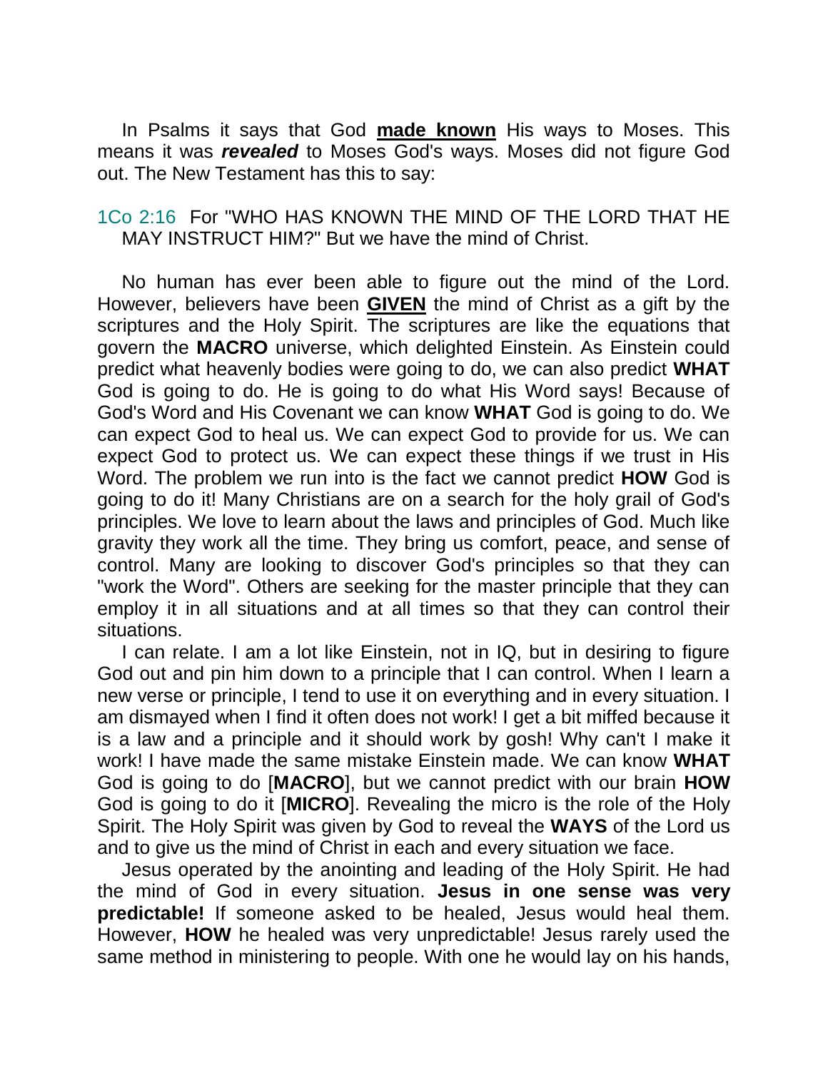In Psalms it says that God **made known** His ways to Moses. This means it was ***revealed*** to Moses God's ways. Moses did not figure God out. The New Testament has this to say:

1Co 2:16 For "WHO HAS KNOWN THE MIND OF THE LORD THAT HE MAY INSTRUCT HIM?" But we have the mind of Christ.

No human has ever been able to figure out the mind of the Lord. However, believers have been **GIVEN** the mind of Christ as a gift by the scriptures and the Holy Spirit. The scriptures are like the equations that govern the **MACRO** universe, which delighted Einstein. As Einstein could predict what heavenly bodies were going to do, we can also predict **WHAT** God is going to do. He is going to do what His Word says! Because of God's Word and His Covenant we can know **WHAT** God is going to do. We can expect God to heal us. We can expect God to provide for us. We can expect God to protect us. We can expect these things if we trust in His Word. The problem we run into is the fact we cannot predict **HOW** God is going to do it! Many Christians are on a search for the holy grail of God's principles. We love to learn about the laws and principles of God. Much like gravity they work all the time. They bring us comfort, peace, and sense of control. Many are looking to discover God's principles so that they can "work the Word". Others are seeking for the master principle that they can employ it in all situations and at all times so that they can control their situations.

I can relate. I am a lot like Einstein, not in IQ, but in desiring to figure God out and pin him down to a principle that I can control. When I learn a new verse or principle, I tend to use it on everything and in every situation. I am dismayed when I find it often does not work! I get a bit miffed because it is a law and a principle and it should work by gosh! Why can't I make it work! I have made the same mistake Einstein made. We can know **WHAT** God is going to do [**MACRO**], but we cannot predict with our brain **HOW** God is going to do it [**MICRO**]. Revealing the micro is the role of the Holy Spirit. The Holy Spirit was given by God to reveal the **WAYS** of the Lord us and to give us the mind of Christ in each and every situation we face.

Jesus operated by the anointing and leading of the Holy Spirit. He had the mind of God in every situation. **Jesus in one sense was very predictable!** If someone asked to be healed, Jesus would heal them. However, **HOW** he healed was very unpredictable! Jesus rarely used the same method in ministering to people. With one he would lay on his hands,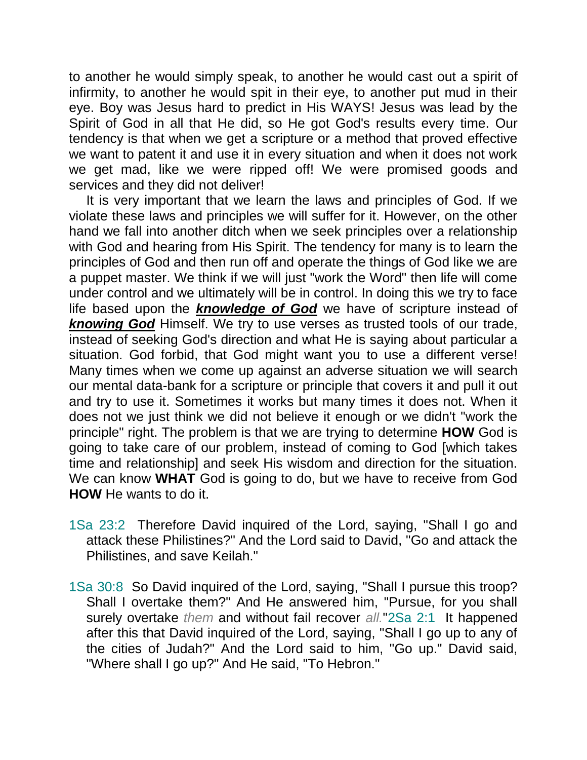to another he would simply speak, to another he would cast out a spirit of infirmity, to another he would spit in their eye, to another put mud in their eye. Boy was Jesus hard to predict in His WAYS! Jesus was lead by the Spirit of God in all that He did, so He got God's results every time. Our tendency is that when we get a scripture or a method that proved effective we want to patent it and use it in every situation and when it does not work we get mad, like we were ripped off! We were promised goods and services and they did not deliver!

It is very important that we learn the laws and principles of God. If we violate these laws and principles we will suffer for it. However, on the other hand we fall into another ditch when we seek principles over a relationship with God and hearing from His Spirit. The tendency for many is to learn the principles of God and then run off and operate the things of God like we are a puppet master. We think if we will just "work the Word" then life will come under control and we ultimately will be in control. In doing this we try to face life based upon the ***knowledge of God*** we have of scripture instead of ***knowing God*** Himself. We try to use verses as trusted tools of our trade, instead of seeking God's direction and what He is saying about particular a situation. God forbid, that God might want you to use a different verse! Many times when we come up against an adverse situation we will search our mental data-bank for a scripture or principle that covers it and pull it out and try to use it. Sometimes it works but many times it does not. When it does not we just think we did not believe it enough or we didn't "work the principle" right. The problem is that we are trying to determine **HOW** God is going to take care of our problem, instead of coming to God [which takes time and relationship] and seek His wisdom and direction for the situation. We can know **WHAT** God is going to do, but we have to receive from God **HOW** He wants to do it.

1Sa 23:2 Therefore David inquired of the Lord, saying, "Shall I go and attack these Philistines?" And the Lord said to David, "Go and attack the Philistines, and save Keilah."

1Sa 30:8 So David inquired of the Lord, saying, "Shall I pursue this troop? Shall I overtake them?" And He answered him, "Pursue, for you shall surely overtake *them* and without fail recover *all.*"2Sa 2:1 It happened after this that David inquired of the Lord, saying, "Shall I go up to any of the cities of Judah?" And the Lord said to him, "Go up." David said, "Where shall I go up?" And He said, "To Hebron."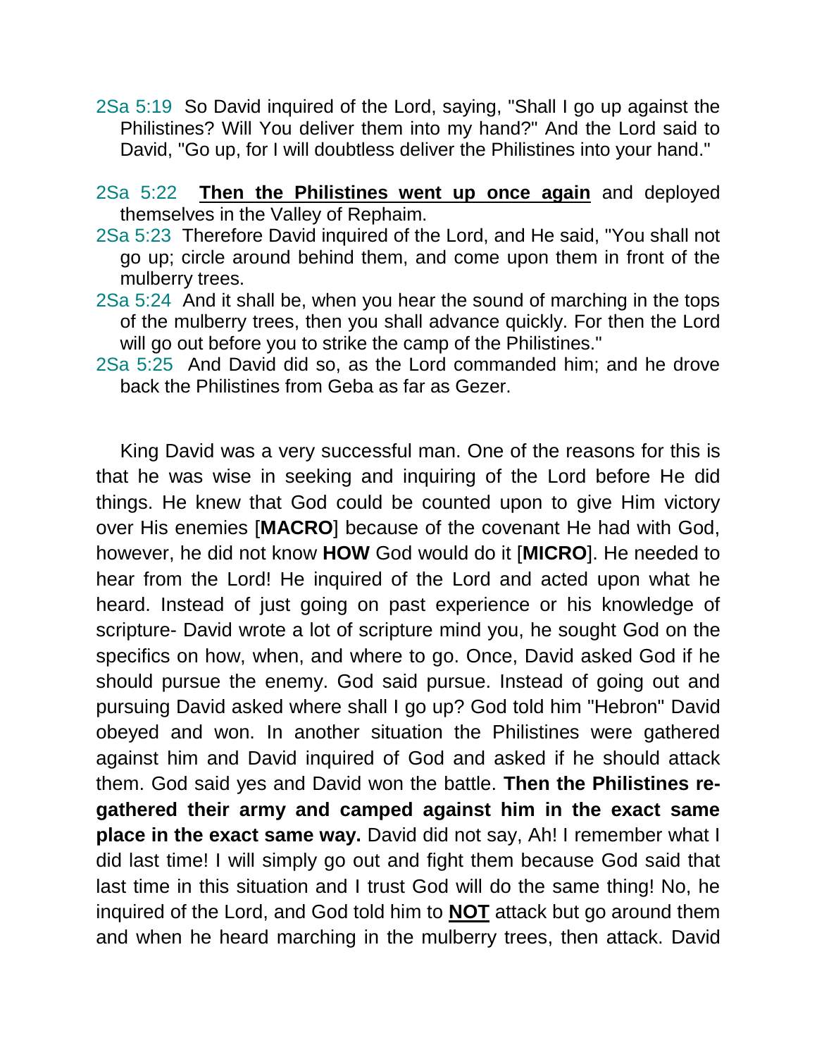2Sa 5:19 So David inquired of the Lord, saying, "Shall I go up against the Philistines? Will You deliver them into my hand?" And the Lord said to David, "Go up, for I will doubtless deliver the Philistines into your hand."

2Sa 5:22 <u>**Then the Philistines went up once again**</u> and deployed themselves in the Valley of Rephaim.
2Sa 5:23 Therefore David inquired of the Lord, and He said, "You shall not go up; circle around behind them, and come upon them in front of the mulberry trees.
2Sa 5:24 And it shall be, when you hear the sound of marching in the tops of the mulberry trees, then you shall advance quickly. For then the Lord will go out before you to strike the camp of the Philistines."
2Sa 5:25 And David did so, as the Lord commanded him; and he drove back the Philistines from Geba as far as Gezer.

King David was a very successful man. One of the reasons for this is that he was wise in seeking and inquiring of the Lord before He did things. He knew that God could be counted upon to give Him victory over His enemies [**MACRO**] because of the covenant He had with God, however, he did not know **HOW** God would do it [**MICRO**]. He needed to hear from the Lord! He inquired of the Lord and acted upon what he heard. Instead of just going on past experience or his knowledge of scripture- David wrote a lot of scripture mind you, he sought God on the specifics on how, when, and where to go. Once, David asked God if he should pursue the enemy. God said pursue. Instead of going out and pursuing David asked where shall I go up? God told him "Hebron" David obeyed and won. In another situation the Philistines were gathered against him and David inquired of God and asked if he should attack them. God said yes and David won the battle. **Then the Philistines re-gathered their army and camped against him in the exact same place in the exact same way.** David did not say, Ah! I remember what I did last time! I will simply go out and fight them because God said that last time in this situation and I trust God will do the same thing! No, he inquired of the Lord, and God told him to <u>**NOT**</u> attack but go around them and when he heard marching in the mulberry trees, then attack. David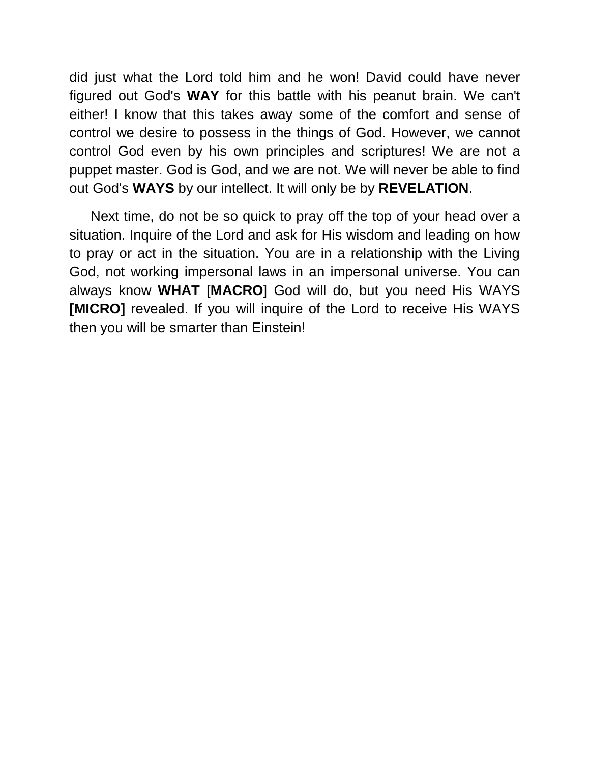did just what the Lord told him and he won! David could have never figured out God's **WAY** for this battle with his peanut brain. We can't either! I know that this takes away some of the comfort and sense of control we desire to possess in the things of God. However, we cannot control God even by his own principles and scriptures! We are not a puppet master. God is God, and we are not. We will never be able to find out God's **WAYS** by our intellect. It will only be by **REVELATION**.

Next time, do not be so quick to pray off the top of your head over a situation. Inquire of the Lord and ask for His wisdom and leading on how to pray or act in the situation. You are in a relationship with the Living God, not working impersonal laws in an impersonal universe. You can always know **WHAT** [**MACRO**] God will do, but you need His WAYS **[MICRO]** revealed. If you will inquire of the Lord to receive His WAYS then you will be smarter than Einstein!